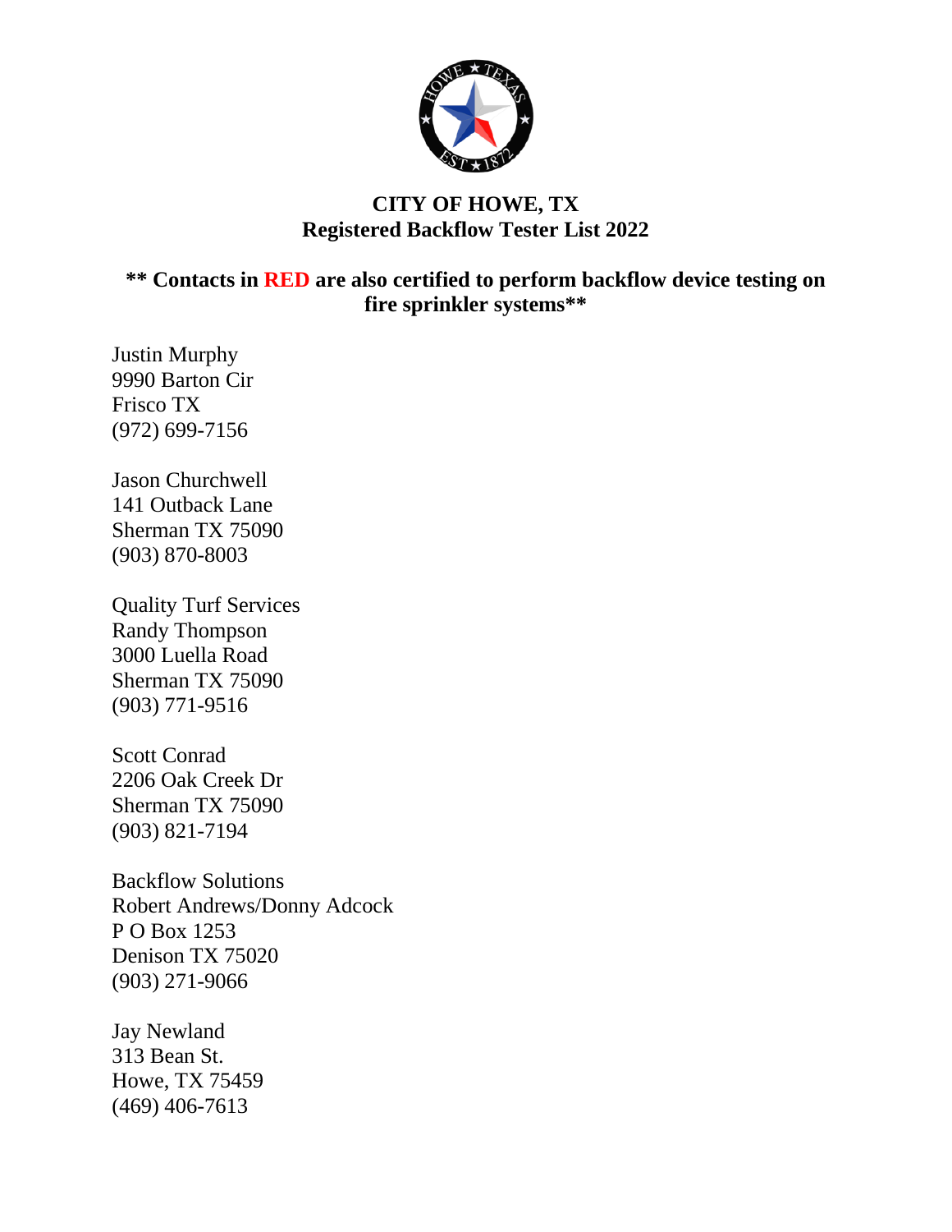# CITY OF HOWE, TX
## Registered Backflow Tester List 2022

**\*\* Contacts in RED are also certified to perform backflow device testing on fire sprinkler systems\*\***

Justin Murphy
9990 Barton Cir
Frisco TX
(972) 699-7156

Jason Churchwell
141 Outback Lane
Sherman TX 75090
(903) 870-8003

Quality Turf Services
Randy Thompson
3000 Luella Road
Sherman TX 75090
(903) 771-9516

Scott Conrad
2206 Oak Creek Dr
Sherman TX 75090
(903) 821-7194

Backflow Solutions
Robert Andrews/Donny Adcock
P O Box 1253
Denison TX 75020
(903) 271-9066

Jay Newland
313 Bean St.
Howe, TX 75459
(469) 406-7613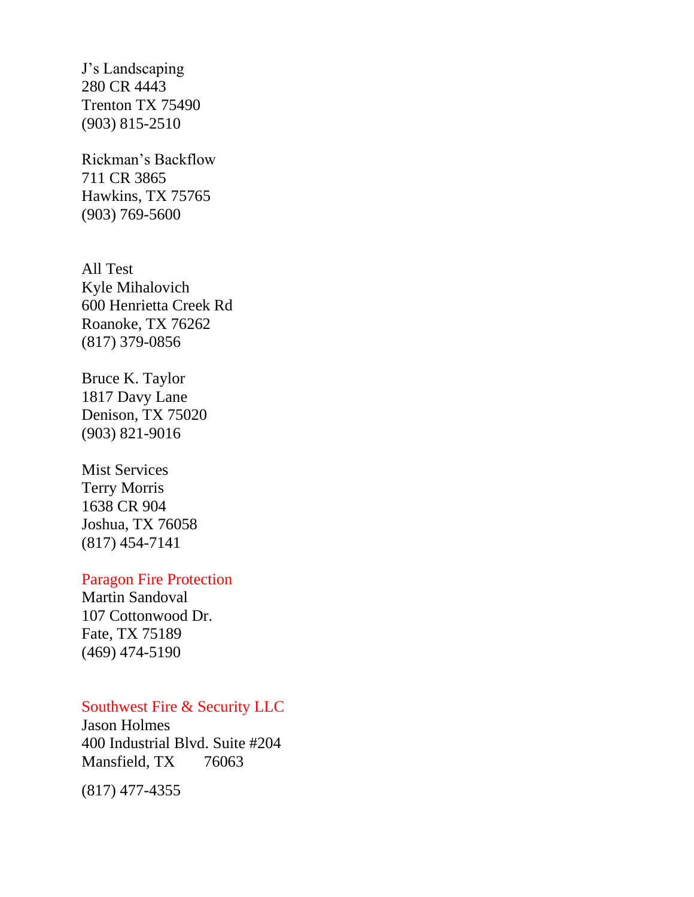J's Landscaping
280 CR 4443
Trenton TX 75490
(903) 815-2510

Rickman's Backflow
711 CR 3865
Hawkins, TX 75765
(903) 769-5600

All Test
Kyle Mihalovich
600 Henrietta Creek Rd
Roanoke, TX 76262
(817) 379-0856

Bruce K. Taylor
1817 Davy Lane
Denison, TX 75020
(903) 821-9016

Mist Services
Terry Morris
1638 CR 904
Joshua, TX 76058
(817) 454-7141

Paragon Fire Protection
Martin Sandoval
107 Cottonwood Dr.
Fate, TX 75189
(469) 474-5190

Southwest Fire & Security LLC
Jason Holmes
400 Industrial Blvd. Suite #204
Mansfield, TX 76063

(817) 477-4355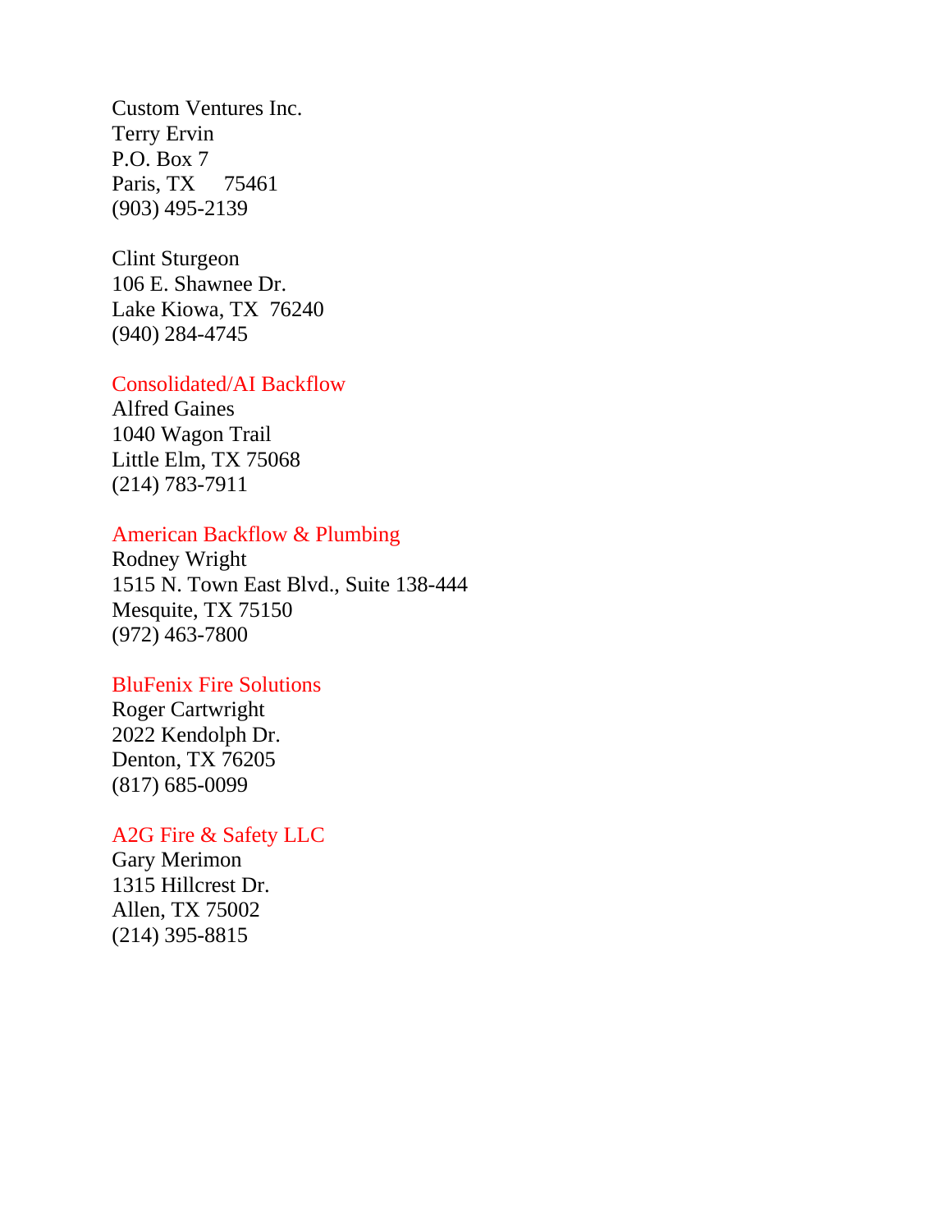Custom Ventures Inc.
Terry Ervin
P.O. Box 7
Paris, TX 75461
(903) 495-2139

Clint Sturgeon
106 E. Shawnee Dr.
Lake Kiowa, TX 76240
(940) 284-4745

Consolidated/AI Backflow
Alfred Gaines
1040 Wagon Trail
Little Elm, TX 75068
(214) 783-7911

American Backflow & Plumbing
Rodney Wright
1515 N. Town East Blvd., Suite 138-444
Mesquite, TX 75150
(972) 463-7800

BluFenix Fire Solutions
Roger Cartwright
2022 Kendolph Dr.
Denton, TX 76205
(817) 685-0099

A2G Fire & Safety LLC
Gary Merimon
1315 Hillcrest Dr.
Allen, TX 75002
(214) 395-8815